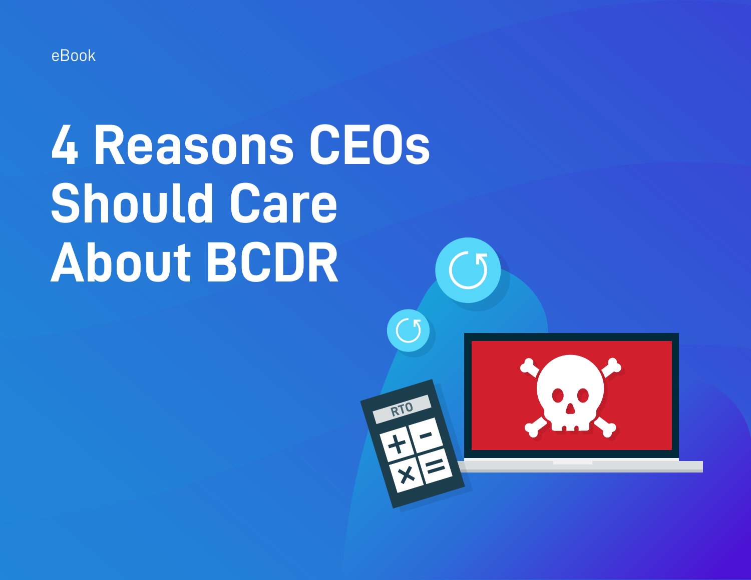eBook

# 4 Reasons CEOs Should Care About BCDR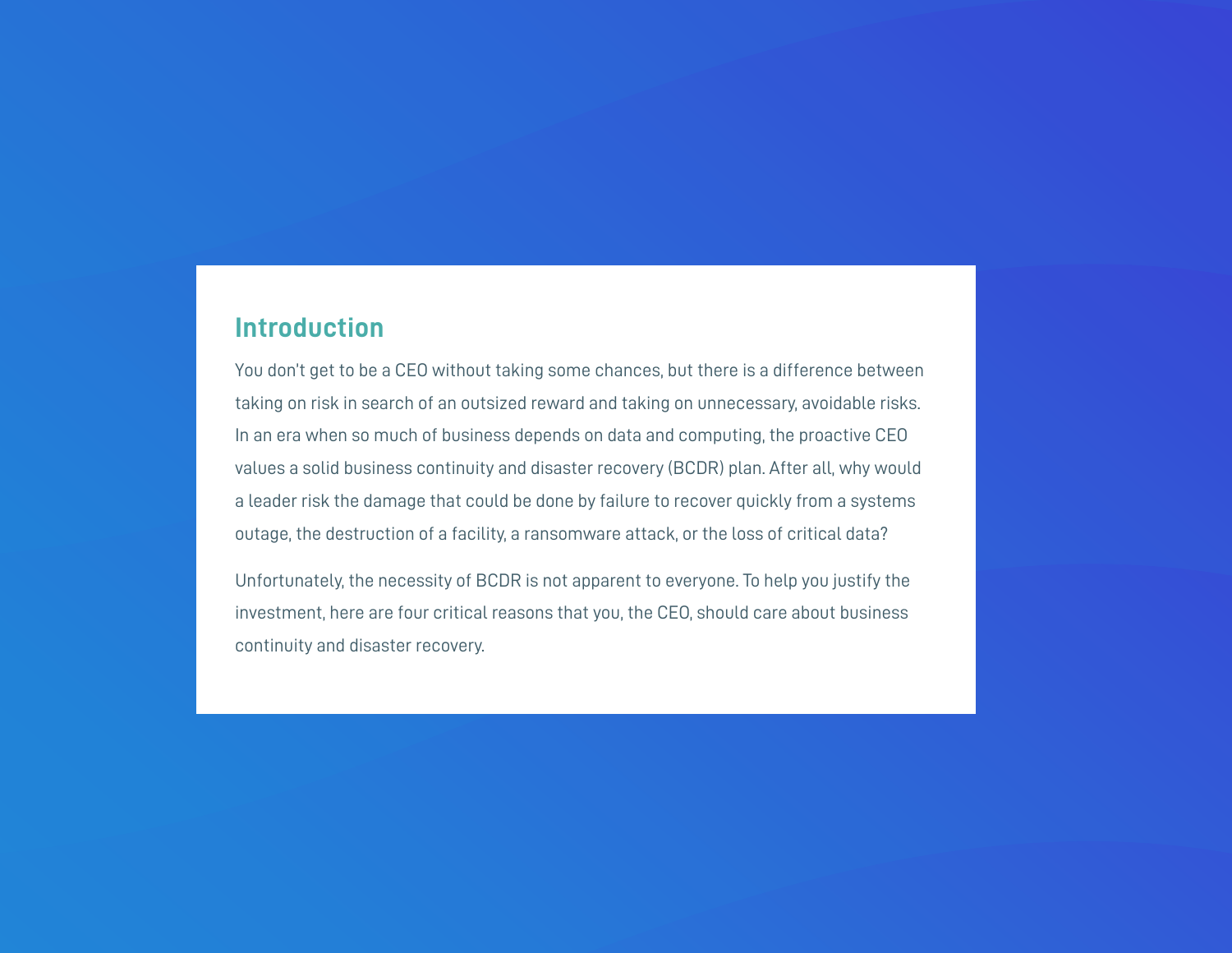## Introduction

You don't get to be a CEO without taking some chances, but there is a difference between taking on risk in search of an outsized reward and taking on unnecessary, avoidable risks. In an era when so much of business depends on data and computing, the proactive CEO values a solid business continuity and disaster recovery (BCDR) plan. After all, why would a leader risk the damage that could be done by failure to recover quickly from a systems outage, the destruction of a facility, a ransomware attack, or the loss of critical data?

Unfortunately, the necessity of BCDR is not apparent to everyone. To help you justify the investment, here are four critical reasons that you, the CEO, should care about business continuity and disaster recovery.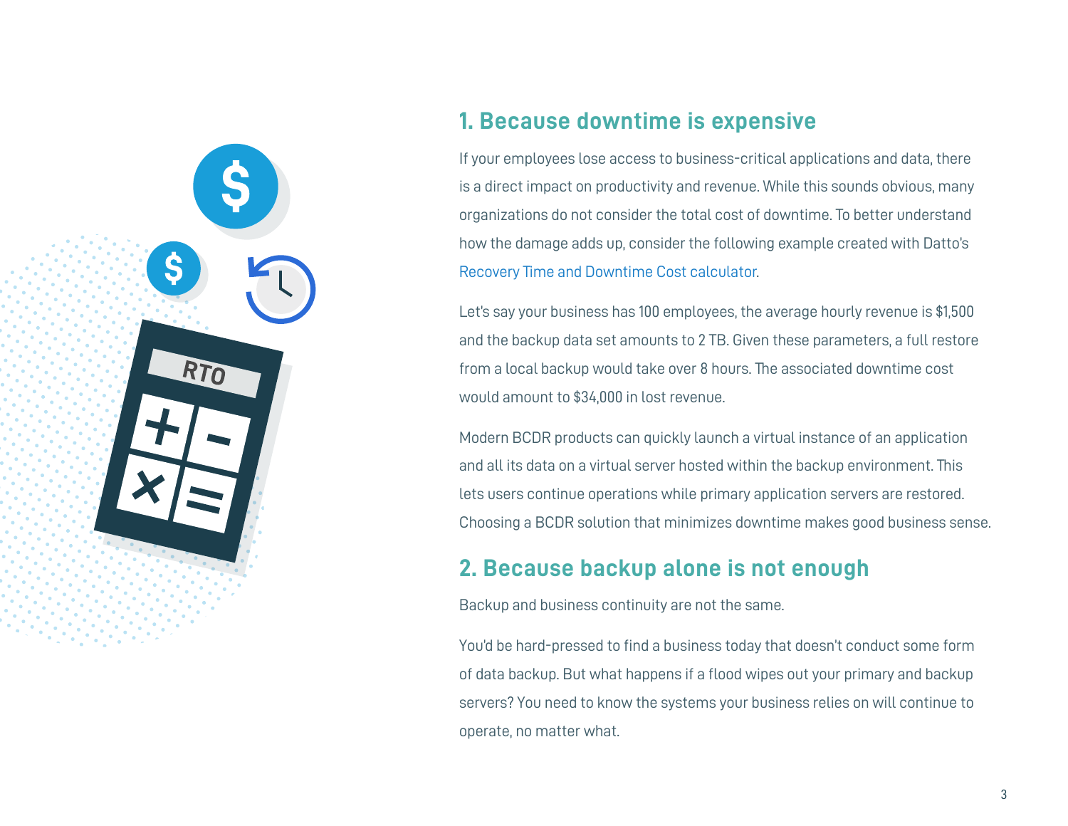## 1. Because downtime is expensive

If your employees lose access to business-critical applications and data, there is a direct impact on productivity and revenue. While this sounds obvious, many organizations do not consider the total cost of downtime. To better understand how the damage adds up, consider the following example created with Datto's Recovery Time and Downtime Cost calculator.

Let's say your business has 100 employees, the average hourly revenue is $1,500 and the backup data set amounts to 2 TB. Given these parameters, a full restore from a local backup would take over 8 hours. The associated downtime cost would amount to $34,000 in lost revenue.

Modern BCDR products can quickly launch a virtual instance of an application and all its data on a virtual server hosted within the backup environment. This lets users continue operations while primary application servers are restored. Choosing a BCDR solution that minimizes downtime makes good business sense.

## 2. Because backup alone is not enough

Backup and business continuity are not the same.

You'd be hard-pressed to find a business today that doesn't conduct some form of data backup. But what happens if a flood wipes out your primary and backup servers? You need to know the systems your business relies on will continue to operate, no matter what.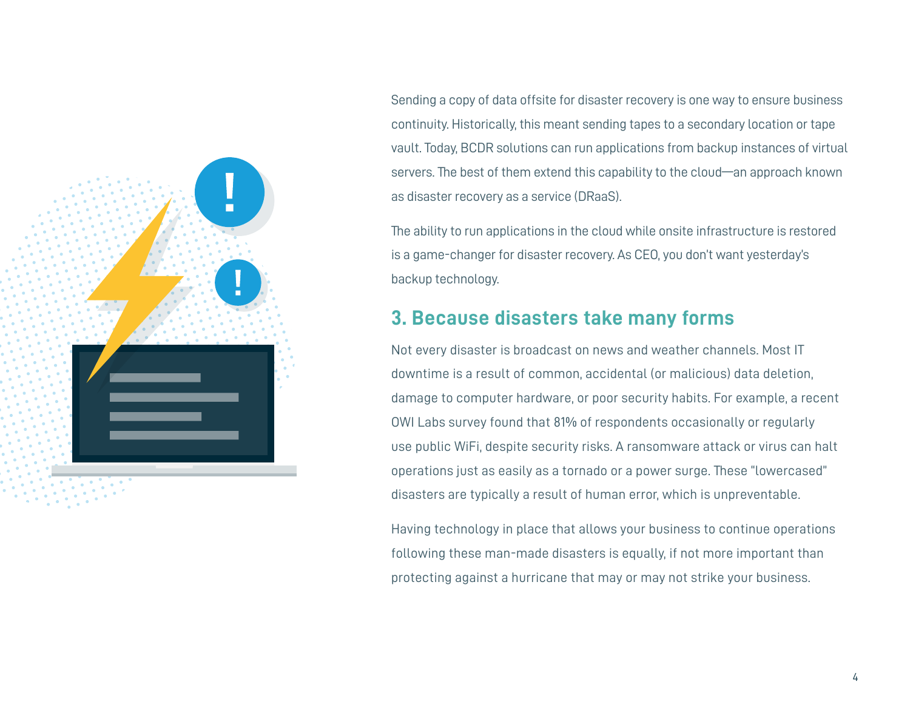Sending a copy of data offsite for disaster recovery is one way to ensure business continuity. Historically, this meant sending tapes to a secondary location or tape vault. Today, BCDR solutions can run applications from backup instances of virtual servers. The best of them extend this capability to the cloud—an approach known as disaster recovery as a service (DRaaS).

The ability to run applications in the cloud while onsite infrastructure is restored is a game-changer for disaster recovery. As CEO, you don't want yesterday's backup technology.

## 3. Because disasters take many forms

Not every disaster is broadcast on news and weather channels. Most IT downtime is a result of common, accidental (or malicious) data deletion, damage to computer hardware, or poor security habits. For example, a recent OWI Labs survey found that 81% of respondents occasionally or regularly use public WiFi, despite security risks. A ransomware attack or virus can halt operations just as easily as a tornado or a power surge. These "lowercased" disasters are typically a result of human error, which is unpreventable.

Having technology in place that allows your business to continue operations following these man-made disasters is equally, if not more important than protecting against a hurricane that may or may not strike your business.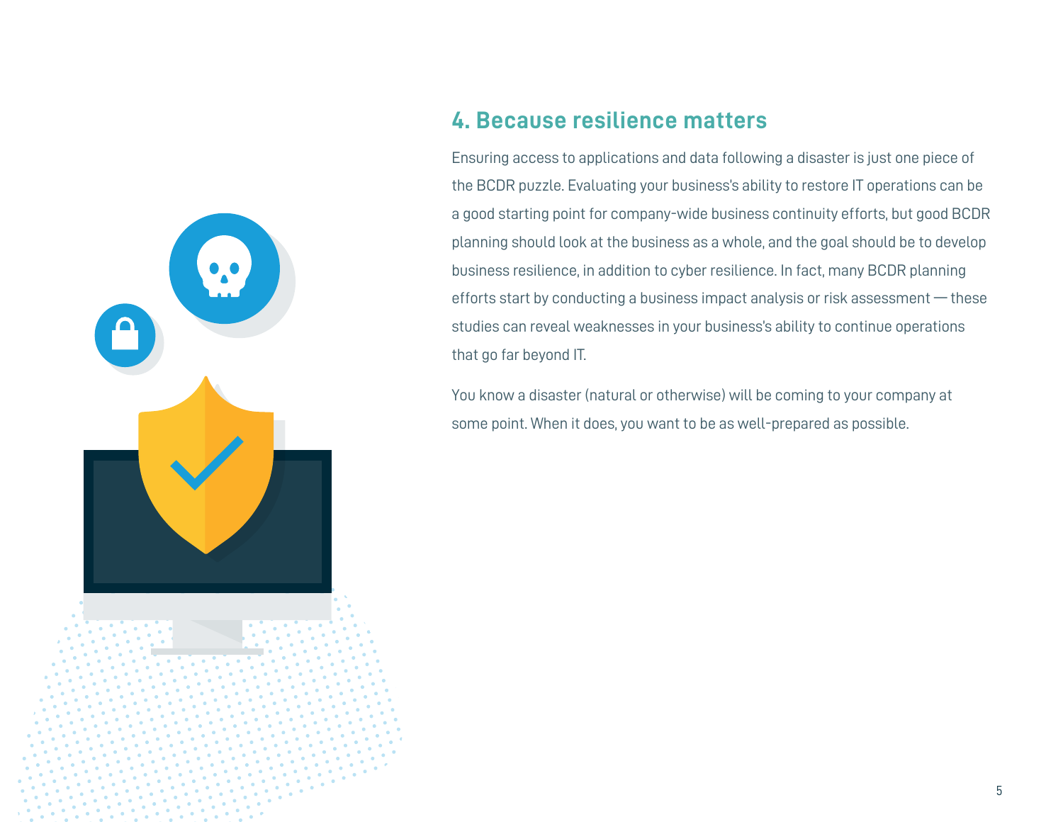## 4. Because resilience matters

Ensuring access to applications and data following a disaster is just one piece of the BCDR puzzle. Evaluating your business's ability to restore IT operations can be a good starting point for company-wide business continuity efforts, but good BCDR planning should look at the business as a whole, and the goal should be to develop business resilience, in addition to cyber resilience. In fact, many BCDR planning efforts start by conducting a business impact analysis or risk assessment — these studies can reveal weaknesses in your business's ability to continue operations that go far beyond IT.

You know a disaster (natural or otherwise) will be coming to your company at some point. When it does, you want to be as well-prepared as possible.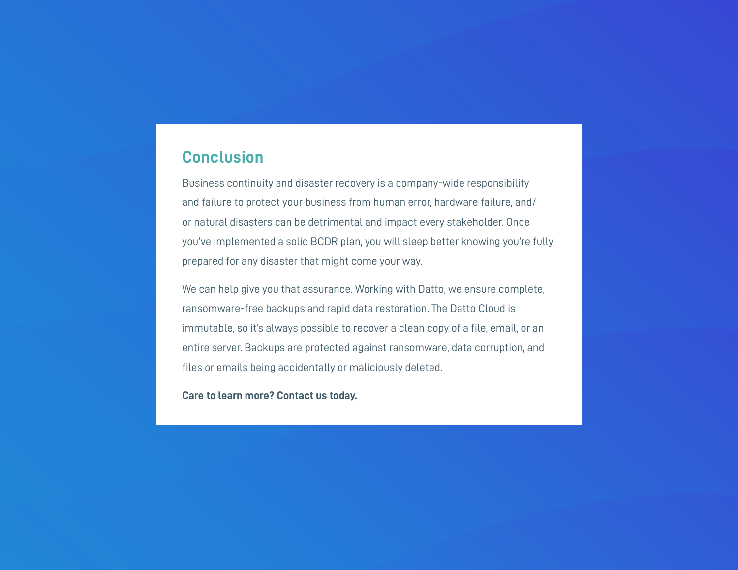## Conclusion

Business continuity and disaster recovery is a company-wide responsibility and failure to protect your business from human error, hardware failure, and/or natural disasters can be detrimental and impact every stakeholder. Once you've implemented a solid BCDR plan, you will sleep better knowing you're fully prepared for any disaster that might come your way.

We can help give you that assurance. Working with Datto, we ensure complete, ransomware-free backups and rapid data restoration. The Datto Cloud is immutable, so it's always possible to recover a clean copy of a file, email, or an entire server. Backups are protected against ransomware, data corruption, and files or emails being accidentally or maliciously deleted.

**Care to learn more? Contact us today.**